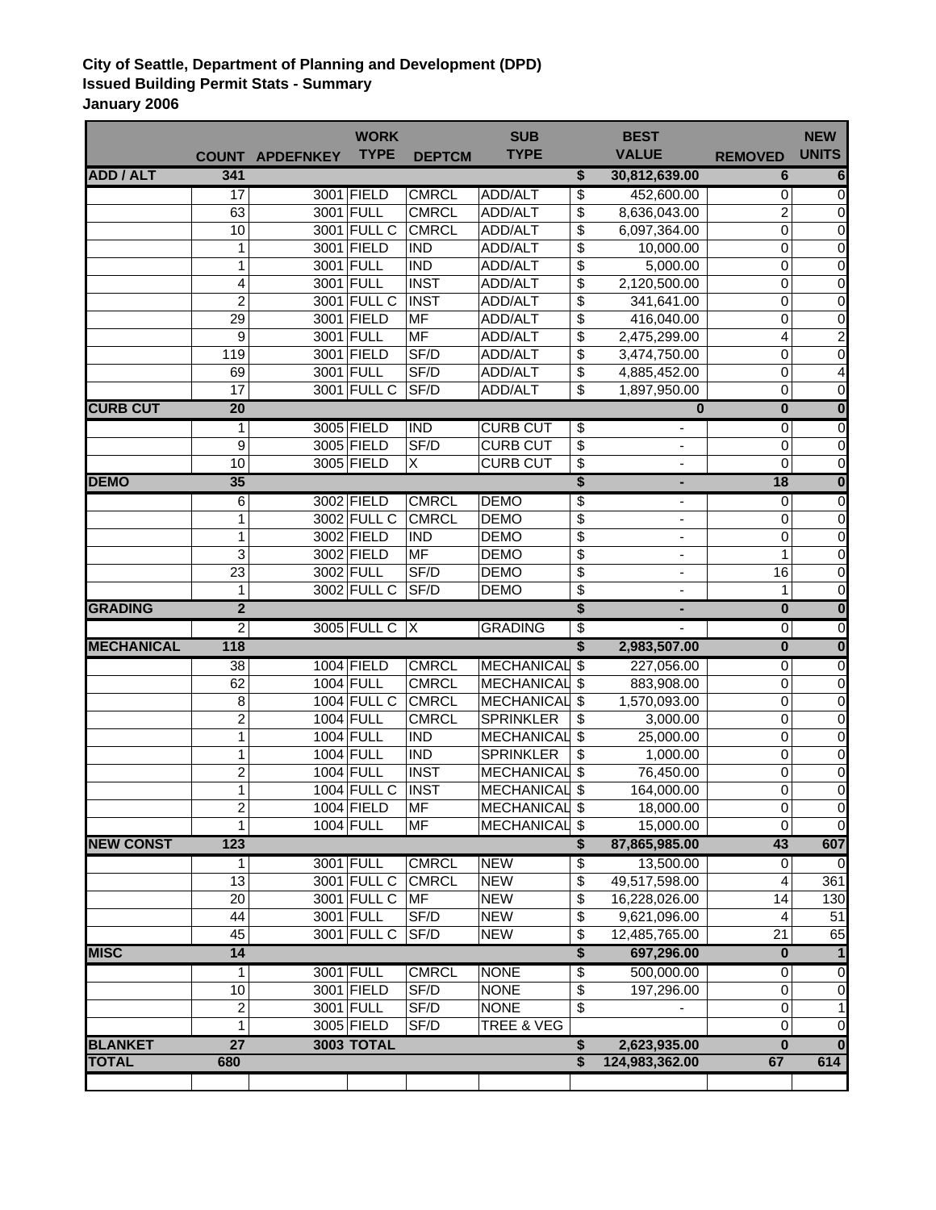**City of Seattle, Department of Planning and Development (DPD)**
**Issued Building Permit Stats - Summary**
**January 2006**

| | COUNT | APDEFNKEY | WORK TYPE | DEPTCM | SUB TYPE | | BEST VALUE | REMOVED | NEW UNITS |
|---|---|---|---|---|---|---|---|---|---|
| **ADD / ALT** | **341** | | | | | **$** | **30,812,639.00** | **6** | **6** |
| | 17 | 3001 | FIELD | CMRCL | ADD/ALT | $ | 452,600.00 | 0 | 0 |
| | 63 | 3001 | FULL | CMRCL | ADD/ALT | $ | 8,636,043.00 | 2 | 0 |
| | 10 | 3001 | FULL C | CMRCL | ADD/ALT | $ | 6,097,364.00 | 0 | 0 |
| | 1 | 3001 | FIELD | IND | ADD/ALT | $ | 10,000.00 | 0 | 0 |
| | 1 | 3001 | FULL | IND | ADD/ALT | $ | 5,000.00 | 0 | 0 |
| | 4 | 3001 | FULL | INST | ADD/ALT | $ | 2,120,500.00 | 0 | 0 |
| | 2 | 3001 | FULL C | INST | ADD/ALT | $ | 341,641.00 | 0 | 0 |
| | 29 | 3001 | FIELD | MF | ADD/ALT | $ | 416,040.00 | 0 | 0 |
| | 9 | 3001 | FULL | MF | ADD/ALT | $ | 2,475,299.00 | 4 | 2 |
| | 119 | 3001 | FIELD | SF/D | ADD/ALT | $ | 3,474,750.00 | 0 | 0 |
| | 69 | 3001 | FULL | SF/D | ADD/ALT | $ | 4,885,452.00 | 0 | 4 |
| | 17 | 3001 | FULL C | SF/D | ADD/ALT | $ | 1,897,950.00 | 0 | 0 |
| **CURB CUT** | **20** | | | | | | **0** | **0** | **0** |
| | 1 | 3005 | FIELD | IND | CURB CUT | $ | - | 0 | 0 |
| | 9 | 3005 | FIELD | SF/D | CURB CUT | $ | - | 0 | 0 |
| | 10 | 3005 | FIELD | X | CURB CUT | $ | - | 0 | 0 |
| **DEMO** | **35** | | | | | **$** | **-** | **18** | **0** |
| | 6 | 3002 | FIELD | CMRCL | DEMO | $ | - | 0 | 0 |
| | 1 | 3002 | FULL C | CMRCL | DEMO | $ | - | 0 | 0 |
| | 1 | 3002 | FIELD | IND | DEMO | $ | - | 0 | 0 |
| | 3 | 3002 | FIELD | MF | DEMO | $ | - | 1 | 0 |
| | 23 | 3002 | FULL | SF/D | DEMO | $ | - | 16 | 0 |
| | 1 | 3002 | FULL C | SF/D | DEMO | $ | - | 1 | 0 |
| **GRADING** | **2** | | | | | **$** | **-** | **0** | **0** |
| | 2 | 3005 | FULL C | X | GRADING | $ | - | 0 | 0 |
| **MECHANICAL** | **118** | | | | | **$** | **2,983,507.00** | **0** | **0** |
| | 38 | 1004 | FIELD | CMRCL | MECHANICAL | $ | 227,056.00 | 0 | 0 |
| | 62 | 1004 | FULL | CMRCL | MECHANICAL | $ | 883,908.00 | 0 | 0 |
| | 8 | 1004 | FULL C | CMRCL | MECHANICAL | $ | 1,570,093.00 | 0 | 0 |
| | 2 | 1004 | FULL | CMRCL | SPRINKLER | $ | 3,000.00 | 0 | 0 |
| | 1 | 1004 | FULL | IND | MECHANICAL | $ | 25,000.00 | 0 | 0 |
| | 1 | 1004 | FULL | IND | SPRINKLER | $ | 1,000.00 | 0 | 0 |
| | 2 | 1004 | FULL | INST | MECHANICAL | $ | 76,450.00 | 0 | 0 |
| | 1 | 1004 | FULL C | INST | MECHANICAL | $ | 164,000.00 | 0 | 0 |
| | 2 | 1004 | FIELD | MF | MECHANICAL | $ | 18,000.00 | 0 | 0 |
| | 1 | 1004 | FULL | MF | MECHANICAL | $ | 15,000.00 | 0 | 0 |
| **NEW CONST** | **123** | | | | | **$** | **87,865,985.00** | **43** | **607** |
| | 1 | 3001 | FULL | CMRCL | NEW | $ | 13,500.00 | 0 | 0 |
| | 13 | 3001 | FULL C | CMRCL | NEW | $ | 49,517,598.00 | 4 | 361 |
| | 20 | 3001 | FULL C | MF | NEW | $ | 16,228,026.00 | 14 | 130 |
| | 44 | 3001 | FULL | SF/D | NEW | $ | 9,621,096.00 | 4 | 51 |
| | 45 | 3001 | FULL C | SF/D | NEW | $ | 12,485,765.00 | 21 | 65 |
| **MISC** | **14** | | | | | **$** | **697,296.00** | **0** | **1** |
| | 1 | 3001 | FULL | CMRCL | NONE | $ | 500,000.00 | 0 | 0 |
| | 10 | 3001 | FIELD | SF/D | NONE | $ | 197,296.00 | 0 | 0 |
| | 2 | 3001 | FULL | SF/D | NONE | $ | - | 0 | 1 |
| | 1 | 3005 | FIELD | SF/D | TREE & VEG | | | 0 | 0 |
| **BLANKET** | **27** | **3003** | **TOTAL** | | | **$** | **2,623,935.00** | **0** | **0** |
| **TOTAL** | **680** | | | | | **$** | **124,983,362.00** | **67** | **614** |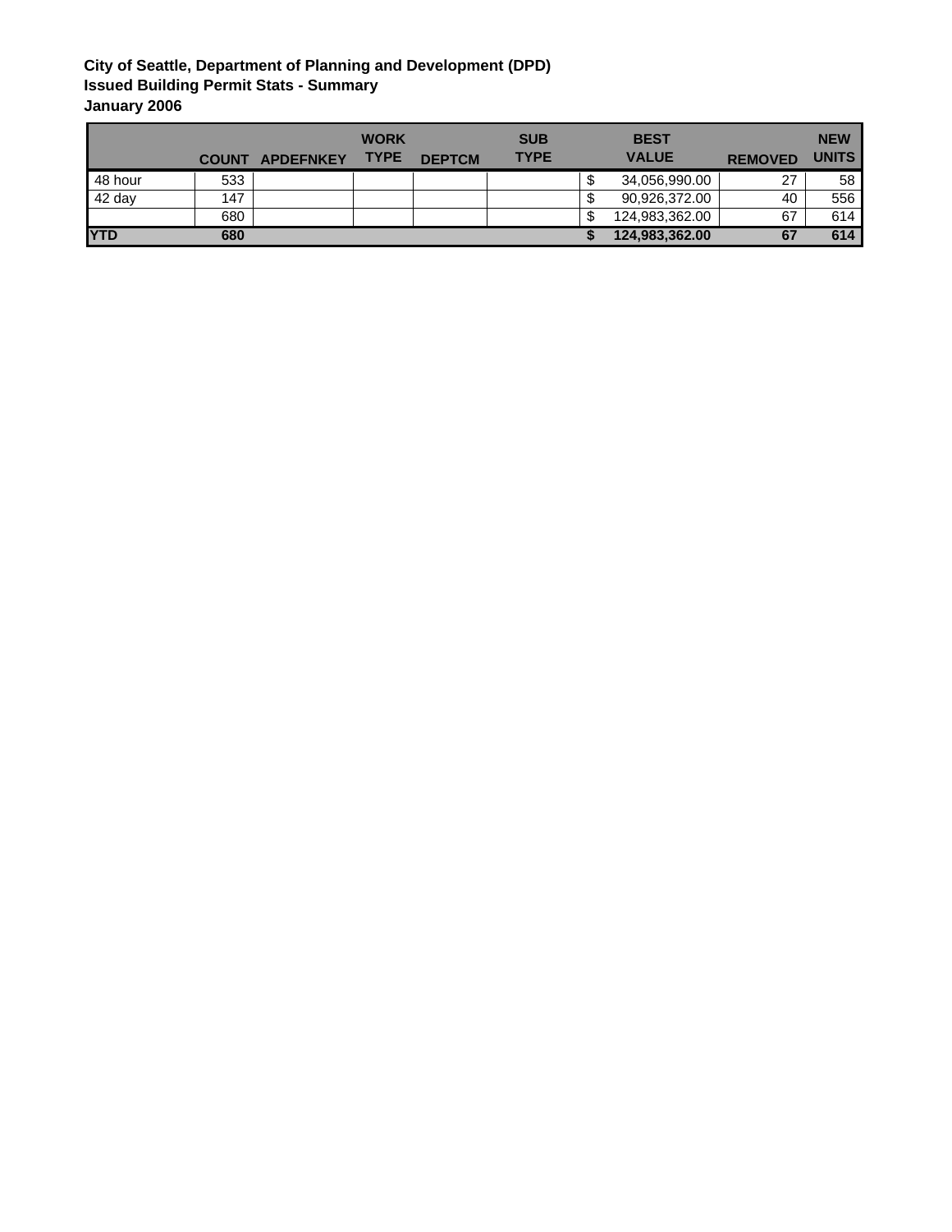**City of Seattle, Department of Planning and Development (DPD)**
**Issued Building Permit Stats - Summary**
**January 2006**

| | COUNT | APDEFNKEY | WORK TYPE | DEPTCM | SUB TYPE | BEST VALUE | REMOVED | NEW UNITS |
|---|---|---|---|---|---|---|---|---|
| 48 hour | 533 | | | | | $ 34,056,990.00 | 27 | 58 |
| 42 day | 147 | | | | | $ 90,926,372.00 | 40 | 556 |
| | 680 | | | | | $ 124,983,362.00 | 67 | 614 |
| **YTD** | **680** | | | | | **$ 124,983,362.00** | **67** | **614** |